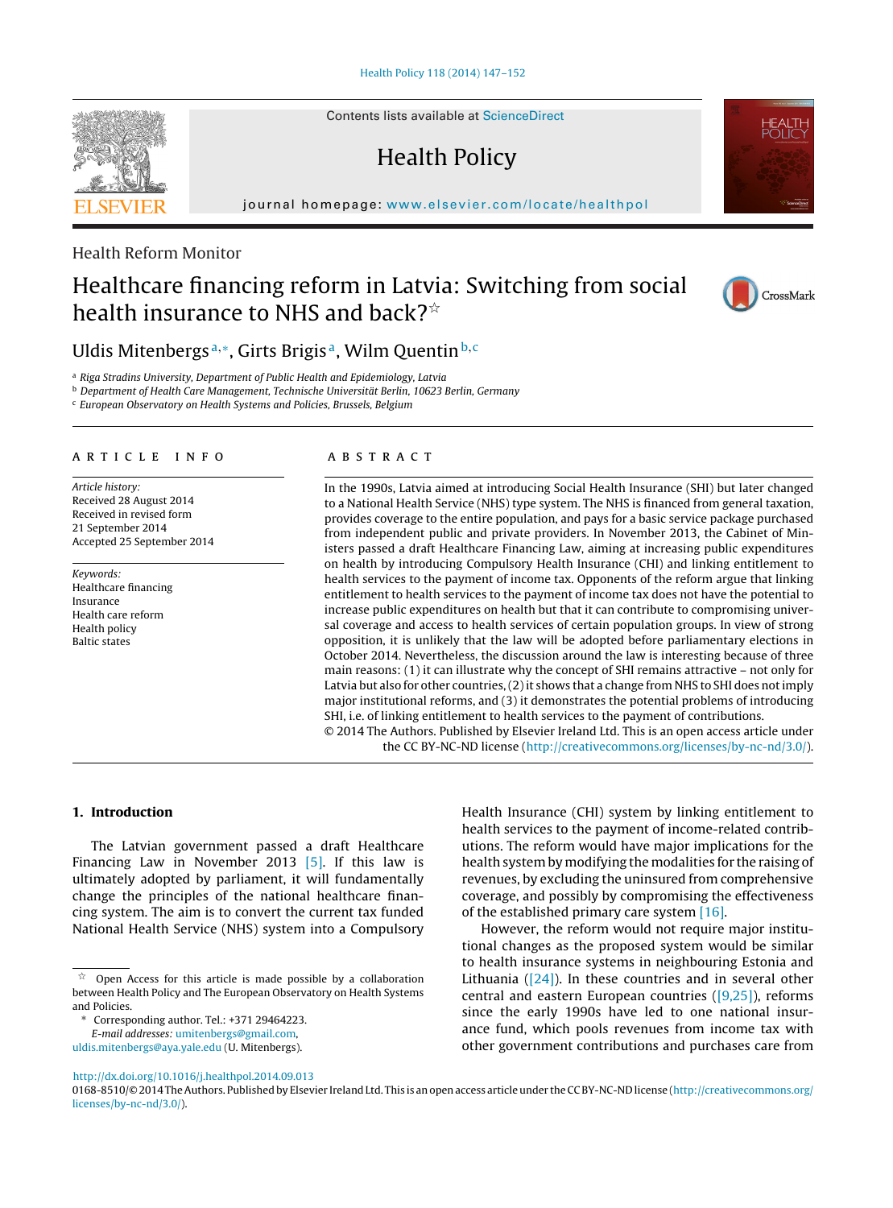Health Reform Monitor

# Healthcare financing reform in Latvia: Switching from social health insurance to NHS and back?☆

Uldis Mitenbergs[a,*], Girts Brigis[a], Wilm Quentin[b,c]

[a] Riga Stradins University, Department of Public Health and Epidemiology, Latvia
[b] Department of Health Care Management, Technische Universität Berlin, 10623 Berlin, Germany
[c] European Observatory on Health Systems and Policies, Brussels, Belgium

## ARTICLE INFO

*Article history:*
Received 28 August 2014
Received in revised form
21 September 2014
Accepted 25 September 2014

*Keywords:*
Healthcare financing
Insurance
Health care reform
Health policy
Baltic states

## ABSTRACT

In the 1990s, Latvia aimed at introducing Social Health Insurance (SHI) but later changed to a National Health Service (NHS) type system. The NHS is financed from general taxation, provides coverage to the entire population, and pays for a basic service package purchased from independent public and private providers. In November 2013, the Cabinet of Ministers passed a draft Healthcare Financing Law, aiming at increasing public expenditures on health by introducing Compulsory Health Insurance (CHI) and linking entitlement to health services to the payment of income tax. Opponents of the reform argue that linking entitlement to health services to the payment of income tax does not have the potential to increase public expenditures on health but that it can contribute to compromising universal coverage and access to health services of certain population groups. In view of strong opposition, it is unlikely that the law will be adopted before parliamentary elections in October 2014. Nevertheless, the discussion around the law is interesting because of three main reasons: (1) it can illustrate why the concept of SHI remains attractive – not only for Latvia but also for other countries, (2) it shows that a change from NHS to SHI does not imply major institutional reforms, and (3) it demonstrates the potential problems of introducing SHI, i.e. of linking entitlement to health services to the payment of contributions.

© 2014 The Authors. Published by Elsevier Ireland Ltd. This is an open access article under the CC BY-NC-ND license (http://creativecommons.org/licenses/by-nc-nd/3.0/).

## 1. Introduction

The Latvian government passed a draft Healthcare Financing Law in November 2013 [5]. If this law is ultimately adopted by parliament, it will fundamentally change the principles of the national healthcare financing system. The aim is to convert the current tax funded National Health Service (NHS) system into a Compulsory Health Insurance (CHI) system by linking entitlement to health services to the payment of income-related contributions. The reform would have major implications for the health system by modifying the modalities for the raising of revenues, by excluding the uninsured from comprehensive coverage, and possibly by compromising the effectiveness of the established primary care system [16].

However, the reform would not require major institutional changes as the proposed system would be similar to health insurance systems in neighbouring Estonia and Lithuania ([24]). In these countries and in several other central and eastern European countries ([9,25]), reforms since the early 1990s have led to one national insurance fund, which pools revenues from income tax with other government contributions and purchases care from

☆ Open Access for this article is made possible by a collaboration between Health Policy and The European Observatory on Health Systems and Policies.

\* Corresponding author. Tel.: +371 29464223.
*E-mail addresses:* umitenbergs@gmail.com, uldis.mitenbergs@aya.yale.edu (U. Mitenbergs).

http://dx.doi.org/10.1016/j.healthpol.2014.09.013
0168-8510/© 2014 The Authors. Published by Elsevier Ireland Ltd. This is an open access article under the CC BY-NC-ND license (http://creativecommons.org/licenses/by-nc-nd/3.0/).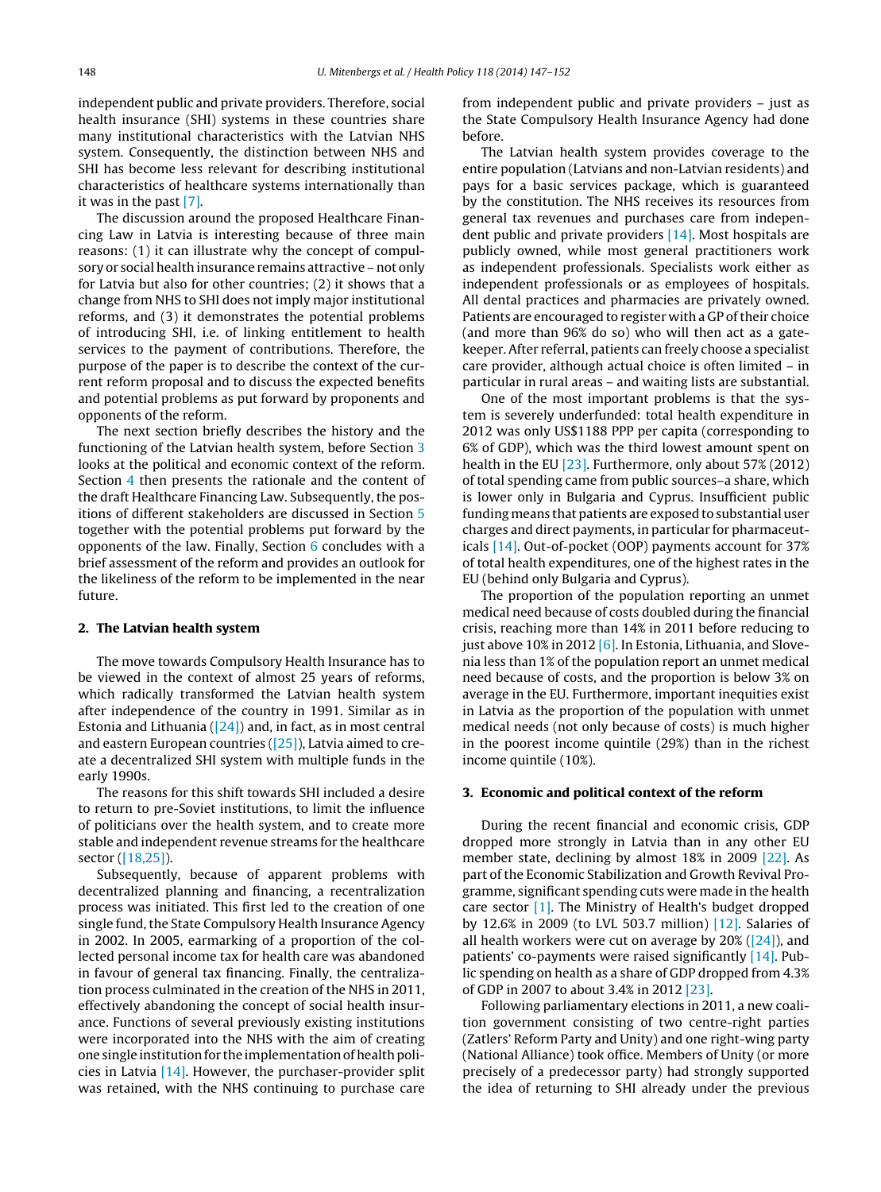independent public and private providers. Therefore, social health insurance (SHI) systems in these countries share many institutional characteristics with the Latvian NHS system. Consequently, the distinction between NHS and SHI has become less relevant for describing institutional characteristics of healthcare systems internationally than it was in the past [7].

The discussion around the proposed Healthcare Financing Law in Latvia is interesting because of three main reasons: (1) it can illustrate why the concept of compulsory or social health insurance remains attractive – not only for Latvia but also for other countries; (2) it shows that a change from NHS to SHI does not imply major institutional reforms, and (3) it demonstrates the potential problems of introducing SHI, i.e. of linking entitlement to health services to the payment of contributions. Therefore, the purpose of the paper is to describe the context of the current reform proposal and to discuss the expected benefits and potential problems as put forward by proponents and opponents of the reform.

The next section briefly describes the history and the functioning of the Latvian health system, before Section 3 looks at the political and economic context of the reform. Section 4 then presents the rationale and the content of the draft Healthcare Financing Law. Subsequently, the positions of different stakeholders are discussed in Section 5 together with the potential problems put forward by the opponents of the law. Finally, Section 6 concludes with a brief assessment of the reform and provides an outlook for the likeliness of the reform to be implemented in the near future.

## 2. The Latvian health system

The move towards Compulsory Health Insurance has to be viewed in the context of almost 25 years of reforms, which radically transformed the Latvian health system after independence of the country in 1991. Similar as in Estonia and Lithuania ([24]) and, in fact, as in most central and eastern European countries ([25]), Latvia aimed to create a decentralized SHI system with multiple funds in the early 1990s.

The reasons for this shift towards SHI included a desire to return to pre-Soviet institutions, to limit the influence of politicians over the health system, and to create more stable and independent revenue streams for the healthcare sector ([18,25]).

Subsequently, because of apparent problems with decentralized planning and financing, a recentralization process was initiated. This first led to the creation of one single fund, the State Compulsory Health Insurance Agency in 2002. In 2005, earmarking of a proportion of the collected personal income tax for health care was abandoned in favour of general tax financing. Finally, the centralization process culminated in the creation of the NHS in 2011, effectively abandoning the concept of social health insurance. Functions of several previously existing institutions were incorporated into the NHS with the aim of creating one single institution for the implementation of health policies in Latvia [14]. However, the purchaser-provider split was retained, with the NHS continuing to purchase care from independent public and private providers – just as the State Compulsory Health Insurance Agency had done before.

The Latvian health system provides coverage to the entire population (Latvians and non-Latvian residents) and pays for a basic services package, which is guaranteed by the constitution. The NHS receives its resources from general tax revenues and purchases care from independent public and private providers [14]. Most hospitals are publicly owned, while most general practitioners work as independent professionals. Specialists work either as independent professionals or as employees of hospitals. All dental practices and pharmacies are privately owned. Patients are encouraged to register with a GP of their choice (and more than 96% do so) who will then act as a gatekeeper. After referral, patients can freely choose a specialist care provider, although actual choice is often limited – in particular in rural areas – and waiting lists are substantial.

One of the most important problems is that the system is severely underfunded: total health expenditure in 2012 was only US$1188 PPP per capita (corresponding to 6% of GDP), which was the third lowest amount spent on health in the EU [23]. Furthermore, only about 57% (2012) of total spending came from public sources–a share, which is lower only in Bulgaria and Cyprus. Insufficient public funding means that patients are exposed to substantial user charges and direct payments, in particular for pharmaceuticals [14]. Out-of-pocket (OOP) payments account for 37% of total health expenditures, one of the highest rates in the EU (behind only Bulgaria and Cyprus).

The proportion of the population reporting an unmet medical need because of costs doubled during the financial crisis, reaching more than 14% in 2011 before reducing to just above 10% in 2012 [6]. In Estonia, Lithuania, and Slovenia less than 1% of the population report an unmet medical need because of costs, and the proportion is below 3% on average in the EU. Furthermore, important inequities exist in Latvia as the proportion of the population with unmet medical needs (not only because of costs) is much higher in the poorest income quintile (29%) than in the richest income quintile (10%).

## 3. Economic and political context of the reform

During the recent financial and economic crisis, GDP dropped more strongly in Latvia than in any other EU member state, declining by almost 18% in 2009 [22]. As part of the Economic Stabilization and Growth Revival Programme, significant spending cuts were made in the health care sector [1]. The Ministry of Health's budget dropped by 12.6% in 2009 (to LVL 503.7 million) [12]. Salaries of all health workers were cut on average by 20% ([24]), and patients' co-payments were raised significantly [14]. Public spending on health as a share of GDP dropped from 4.3% of GDP in 2007 to about 3.4% in 2012 [23].

Following parliamentary elections in 2011, a new coalition government consisting of two centre-right parties (Zatlers' Reform Party and Unity) and one right-wing party (National Alliance) took office. Members of Unity (or more precisely of a predecessor party) had strongly supported the idea of returning to SHI already under the previous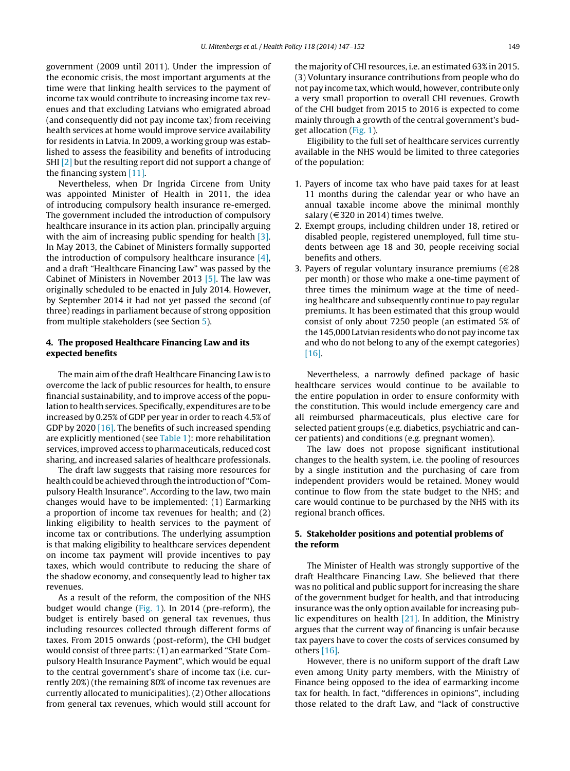government (2009 until 2011). Under the impression of the economic crisis, the most important arguments at the time were that linking health services to the payment of income tax would contribute to increasing income tax revenues and that excluding Latvians who emigrated abroad (and consequently did not pay income tax) from receiving health services at home would improve service availability for residents in Latvia. In 2009, a working group was established to assess the feasibility and benefits of introducing SHI [2] but the resulting report did not support a change of the financing system [11].

Nevertheless, when Dr Ingrida Circene from Unity was appointed Minister of Health in 2011, the idea of introducing compulsory health insurance re-emerged. The government included the introduction of compulsory healthcare insurance in its action plan, principally arguing with the aim of increasing public spending for health [3]. In May 2013, the Cabinet of Ministers formally supported the introduction of compulsory healthcare insurance [4], and a draft "Healthcare Financing Law" was passed by the Cabinet of Ministers in November 2013 [5]. The law was originally scheduled to be enacted in July 2014. However, by September 2014 it had not yet passed the second (of three) readings in parliament because of strong opposition from multiple stakeholders (see Section 5).

## 4. The proposed Healthcare Financing Law and its expected benefits

The main aim of the draft Healthcare Financing Law is to overcome the lack of public resources for health, to ensure financial sustainability, and to improve access of the population to health services. Specifically, expenditures are to be increased by 0.25% of GDP per year in order to reach 4.5% of GDP by 2020 [16]. The benefits of such increased spending are explicitly mentioned (see Table 1): more rehabilitation services, improved access to pharmaceuticals, reduced cost sharing, and increased salaries of healthcare professionals.

The draft law suggests that raising more resources for health could be achieved through the introduction of "Compulsory Health Insurance". According to the law, two main changes would have to be implemented: (1) Earmarking a proportion of income tax revenues for health; and (2) linking eligibility to health services to the payment of income tax or contributions. The underlying assumption is that making eligibility to healthcare services dependent on income tax payment will provide incentives to pay taxes, which would contribute to reducing the share of the shadow economy, and consequently lead to higher tax revenues.

As a result of the reform, the composition of the NHS budget would change (Fig. 1). In 2014 (pre-reform), the budget is entirely based on general tax revenues, thus including resources collected through different forms of taxes. From 2015 onwards (post-reform), the CHI budget would consist of three parts: (1) an earmarked "State Compulsory Health Insurance Payment", which would be equal to the central government's share of income tax (i.e. currently 20%) (the remaining 80% of income tax revenues are currently allocated to municipalities). (2) Other allocations from general tax revenues, which would still account for the majority of CHI resources, i.e. an estimated 63% in 2015. (3) Voluntary insurance contributions from people who do not pay income tax, which would, however, contribute only a very small proportion to overall CHI revenues. Growth of the CHI budget from 2015 to 2016 is expected to come mainly through a growth of the central government's budget allocation (Fig. 1).

Eligibility to the full set of healthcare services currently available in the NHS would be limited to three categories of the population:

1. Payers of income tax who have paid taxes for at least 11 months during the calendar year or who have an annual taxable income above the minimal monthly salary (€320 in 2014) times twelve.
2. Exempt groups, including children under 18, retired or disabled people, registered unemployed, full time students between age 18 and 30, people receiving social benefits and others.
3. Payers of regular voluntary insurance premiums (€28 per month) or those who make a one-time payment of three times the minimum wage at the time of needing healthcare and subsequently continue to pay regular premiums. It has been estimated that this group would consist of only about 7250 people (an estimated 5% of the 145,000 Latvian residents who do not pay income tax and who do not belong to any of the exempt categories) [16].

Nevertheless, a narrowly defined package of basic healthcare services would continue to be available to the entire population in order to ensure conformity with the constitution. This would include emergency care and all reimbursed pharmaceuticals, plus elective care for selected patient groups (e.g. diabetics, psychiatric and cancer patients) and conditions (e.g. pregnant women).

The law does not propose significant institutional changes to the health system, i.e. the pooling of resources by a single institution and the purchasing of care from independent providers would be retained. Money would continue to flow from the state budget to the NHS; and care would continue to be purchased by the NHS with its regional branch offices.

## 5. Stakeholder positions and potential problems of the reform

The Minister of Health was strongly supportive of the draft Healthcare Financing Law. She believed that there was no political and public support for increasing the share of the government budget for health, and that introducing insurance was the only option available for increasing public expenditures on health [21]. In addition, the Ministry argues that the current way of financing is unfair because tax payers have to cover the costs of services consumed by others [16].

However, there is no uniform support of the draft Law even among Unity party members, with the Ministry of Finance being opposed to the idea of earmarking income tax for health. In fact, "differences in opinions", including those related to the draft Law, and "lack of constructive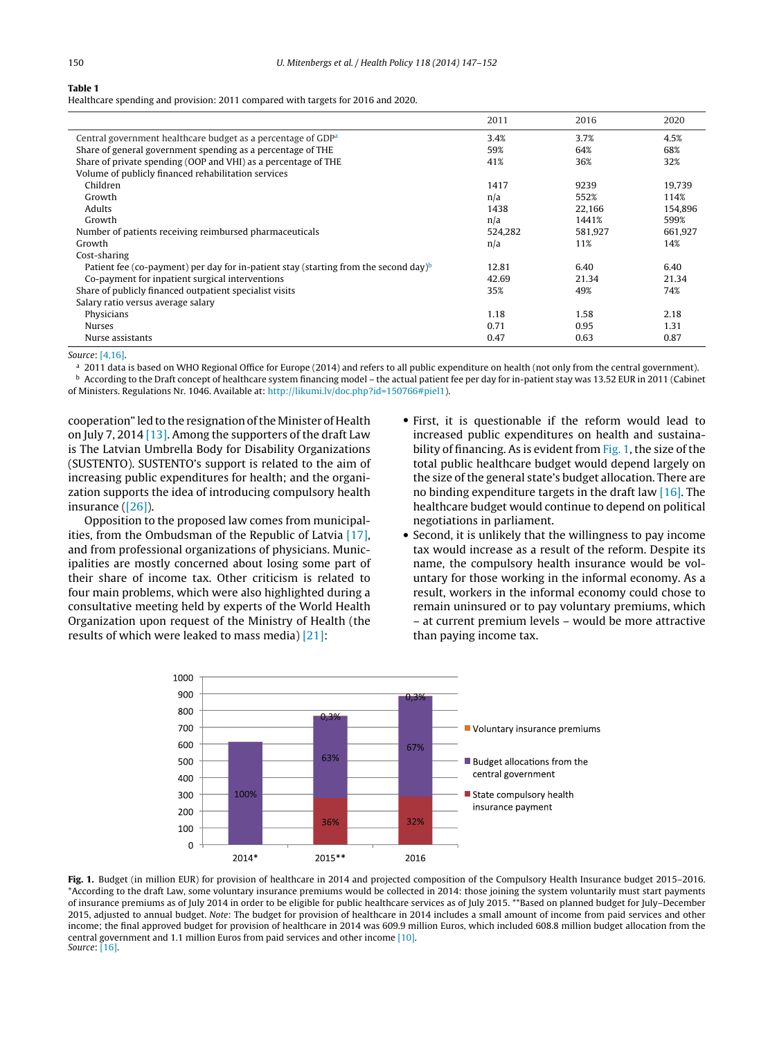**Table 1**
Healthcare spending and provision: 2011 compared with targets for 2016 and 2020.

| | 2011 | 2016 | 2020 |
|---|---|---|---|
| Central government healthcare budget as a percentage of GDP[a] | 3.4% | 3.7% | 4.5% |
| Share of general government spending as a percentage of THE | 59% | 64% | 68% |
| Share of private spending (OOP and VHI) as a percentage of THE | 41% | 36% | 32% |
| Volume of publicly financed rehabilitation services | | | |
| Children | 1417 | 9239 | 19,739 |
| Growth | n/a | 552% | 114% |
| Adults | 1438 | 22,166 | 154,896 |
| Growth | n/a | 1441% | 599% |
| Number of patients receiving reimbursed pharmaceuticals | 524,282 | 581,927 | 661,927 |
| Growth | n/a | 11% | 14% |
| Cost-sharing | | | |
| Patient fee (co-payment) per day for in-patient stay (starting from the second day)[b] | 12.81 | 6.40 | 6.40 |
| Co-payment for inpatient surgical interventions | 42.69 | 21.34 | 21.34 |
| Share of publicly financed outpatient specialist visits | 35% | 49% | 74% |
| Salary ratio versus average salary | | | |
| Physicians | 1.18 | 1.58 | 2.18 |
| Nurses | 0.71 | 0.95 | 1.31 |
| Nurse assistants | 0.47 | 0.63 | 0.87 |

*Source*: [4,16].

[a] 2011 data is based on WHO Regional Office for Europe (2014) and refers to all public expenditure on health (not only from the central government).

[b] According to the Draft concept of healthcare system financing model – the actual patient fee per day for in-patient stay was 13.52 EUR in 2011 (Cabinet of Ministers. Regulations Nr. 1046. Available at: http://likumi.lv/doc.php?id=150766#piel1).

cooperation" led to the resignation of the Minister of Health on July 7, 2014 [13]. Among the supporters of the draft Law is The Latvian Umbrella Body for Disability Organizations (SUSTENTO). SUSTENTO's support is related to the aim of increasing public expenditures for health; and the organization supports the idea of introducing compulsory health insurance ([26]).

Opposition to the proposed law comes from municipalities, from the Ombudsman of the Republic of Latvia [17], and from professional organizations of physicians. Municipalities are mostly concerned about losing some part of their share of income tax. Other criticism is related to four main problems, which were also highlighted during a consultative meeting held by experts of the World Health Organization upon request of the Ministry of Health (the results of which were leaked to mass media) [21]:

- First, it is questionable if the reform would lead to increased public expenditures on health and sustainability of financing. As is evident from Fig. 1, the size of the total public healthcare budget would depend largely on the size of the general state's budget allocation. There are no binding expenditure targets in the draft law [16]. The healthcare budget would continue to depend on political negotiations in parliament.
- Second, it is unlikely that the willingness to pay income tax would increase as a result of the reform. Despite its name, the compulsory health insurance would be voluntary for those working in the informal economy. As a result, workers in the informal economy could chose to remain uninsured or to pay voluntary premiums, which – at current premium levels – would be more attractive than paying income tax.

**Fig. 1.** Budget (in million EUR) for provision of healthcare in 2014 and projected composition of the Compulsory Health Insurance budget 2015–2016. *According to the draft Law, some voluntary insurance premiums would be collected in 2014: those joining the system voluntarily must start payments of insurance premiums as of July 2014 in order to be eligible for public healthcare services as of July 2015. **Based on planned budget for July–December 2015, adjusted to annual budget. *Note*: The budget for provision of healthcare in 2014 includes a small amount of income from paid services and other income; the final approved budget for provision of healthcare in 2014 was 609.9 million Euros, which included 608.8 million budget allocation from the central government and 1.1 million Euros from paid services and other income [10].
*Source*: [16].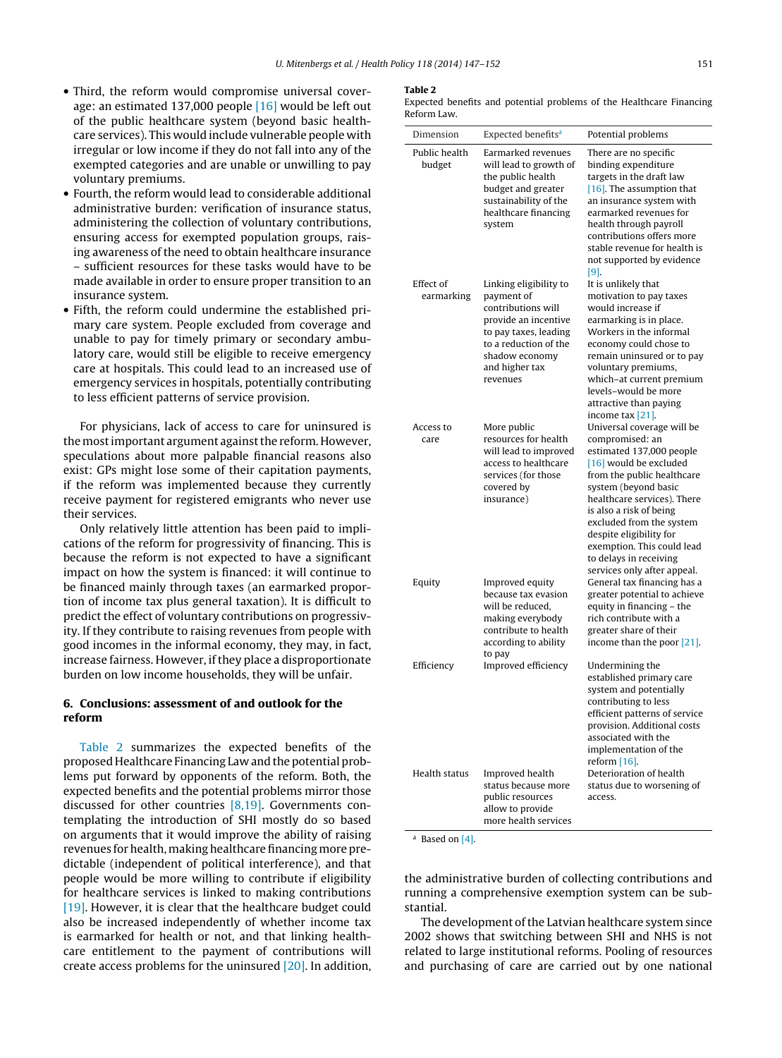- Third, the reform would compromise universal coverage: an estimated 137,000 people [16] would be left out of the public healthcare system (beyond basic healthcare services). This would include vulnerable people with irregular or low income if they do not fall into any of the exempted categories and are unable or unwilling to pay voluntary premiums.
- Fourth, the reform would lead to considerable additional administrative burden: verification of insurance status, administering the collection of voluntary contributions, ensuring access for exempted population groups, raising awareness of the need to obtain healthcare insurance – sufficient resources for these tasks would have to be made available in order to ensure proper transition to an insurance system.
- Fifth, the reform could undermine the established primary care system. People excluded from coverage and unable to pay for timely primary or secondary ambulatory care, would still be eligible to receive emergency care at hospitals. This could lead to an increased use of emergency services in hospitals, potentially contributing to less efficient patterns of service provision.

For physicians, lack of access to care for uninsured is the most important argument against the reform. However, speculations about more palpable financial reasons also exist: GPs might lose some of their capitation payments, if the reform was implemented because they currently receive payment for registered emigrants who never use their services.

Only relatively little attention has been paid to implications of the reform for progressivity of financing. This is because the reform is not expected to have a significant impact on how the system is financed: it will continue to be financed mainly through taxes (an earmarked proportion of income tax plus general taxation). It is difficult to predict the effect of voluntary contributions on progressivity. If they contribute to raising revenues from people with good incomes in the informal economy, they may, in fact, increase fairness. However, if they place a disproportionate burden on low income households, they will be unfair.

## 6. Conclusions: assessment of and outlook for the reform

Table 2 summarizes the expected benefits of the proposed Healthcare Financing Law and the potential problems put forward by opponents of the reform. Both, the expected benefits and the potential problems mirror those discussed for other countries [8,19]. Governments contemplating the introduction of SHI mostly do so based on arguments that it would improve the ability of raising revenues for health, making healthcare financing more predictable (independent of political interference), and that people would be more willing to contribute if eligibility for healthcare services is linked to making contributions [19]. However, it is clear that the healthcare budget could also be increased independently of whether income tax is earmarked for health or not, and that linking healthcare entitlement to the payment of contributions will create access problems for the uninsured [20]. In addition, the administrative burden of collecting contributions and running a comprehensive exemption system can be substantial.

**Table 2**
Expected benefits and potential problems of the Healthcare Financing Reform Law.

| Dimension | Expected benefits[a] | Potential problems |
|---|---|---|
| Public health budget | Earmarked revenues will lead to growth of the public health budget and greater sustainability of the healthcare financing system | There are no specific binding expenditure targets in the draft law [16]. The assumption that an insurance system with earmarked revenues for health through payroll contributions offers more stable revenue for health is not supported by evidence [9]. |
| Effect of earmarking | Linking eligibility to payment of contributions will provide an incentive to pay taxes, leading to a reduction of the shadow economy and higher tax revenues | It is unlikely that motivation to pay taxes would increase if earmarking is in place. Workers in the informal economy could chose to remain uninsured or to pay voluntary premiums, which–at current premium levels–would be more attractive than paying income tax [21]. |
| Access to care | More public resources for health will lead to improved access to healthcare services (for those covered by insurance) | Universal coverage will be compromised: an estimated 137,000 people [16] would be excluded from the public healthcare system (beyond basic healthcare services). There is also a risk of being excluded from the system despite eligibility for exemption. This could lead to delays in receiving services only after appeal. |
| Equity | Improved equity because tax evasion will be reduced, making everybody contribute to health according to ability to pay | General tax financing has a greater potential to achieve equity in financing – the rich contribute with a greater share of their income than the poor [21]. |
| Efficiency | Improved efficiency | Undermining the established primary care system and potentially contributing to less efficient patterns of service provision. Additional costs associated with the implementation of the reform [16]. |
| Health status | Improved health status because more public resources allow to provide more health services | Deterioration of health status due to worsening of access. |

[a] Based on [4].

The development of the Latvian healthcare system since 2002 shows that switching between SHI and NHS is not related to large institutional reforms. Pooling of resources and purchasing of care are carried out by one national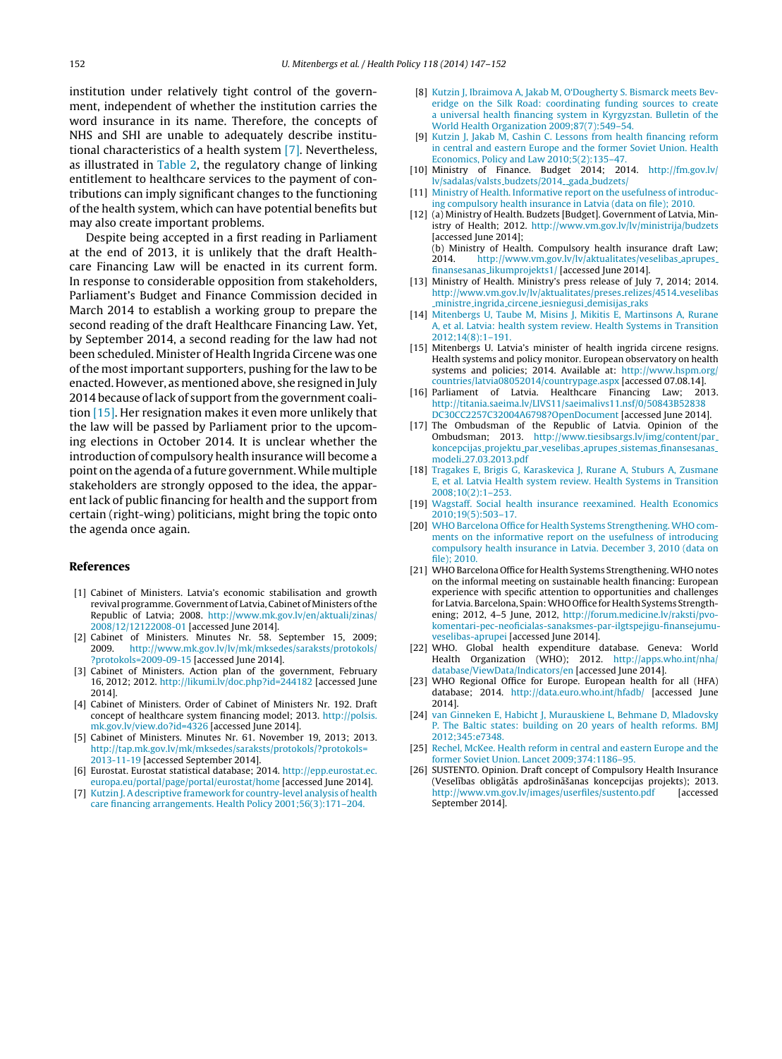institution under relatively tight control of the government, independent of whether the institution carries the word insurance in its name. Therefore, the concepts of NHS and SHI are unable to adequately describe institutional characteristics of a health system [7]. Nevertheless, as illustrated in Table 2, the regulatory change of linking entitlement to healthcare services to the payment of contributions can imply significant changes to the functioning of the health system, which can have potential benefits but may also create important problems.

Despite being accepted in a first reading in Parliament at the end of 2013, it is unlikely that the draft Healthcare Financing Law will be enacted in its current form. In response to considerable opposition from stakeholders, Parliament's Budget and Finance Commission decided in March 2014 to establish a working group to prepare the second reading of the draft Healthcare Financing Law. Yet, by September 2014, a second reading for the law had not been scheduled. Minister of Health Ingrida Circene was one of the most important supporters, pushing for the law to be enacted. However, as mentioned above, she resigned in July 2014 because of lack of support from the government coalition [15]. Her resignation makes it even more unlikely that the law will be passed by Parliament prior to the upcoming elections in October 2014. It is unclear whether the introduction of compulsory health insurance will become a point on the agenda of a future government. While multiple stakeholders are strongly opposed to the idea, the apparent lack of public financing for health and the support from certain (right-wing) politicians, might bring the topic onto the agenda once again.

## References

[1] Cabinet of Ministers. Latvia's economic stabilisation and growth revival programme. Government of Latvia, Cabinet of Ministers of the Republic of Latvia; 2008. http://www.mk.gov.lv/en/aktuali/zinas/2008/12/12122008-01 [accessed June 2014].

[2] Cabinet of Ministers. Minutes Nr. 58. September 15, 2009; 2009. http://www.mk.gov.lv/lv/mk/mksedes/saraksts/protokols/?protokols=2009-09-15 [accessed June 2014].

[3] Cabinet of Ministers. Action plan of the government, February 16, 2012; 2012. http://likumi.lv/doc.php?id=244182 [accessed June 2014].

[4] Cabinet of Ministers. Order of Cabinet of Ministers Nr. 192. Draft concept of healthcare system financing model; 2013. http://polsis.mk.gov.lv/view.do?id=4326 [accessed June 2014].

[5] Cabinet of Ministers. Minutes Nr. 61. November 19, 2013; 2013. http://tap.mk.gov.lv/mk/mksedes/saraksts/protokols/?protokols=2013-11-19 [accessed September 2014].

[6] Eurostat. Eurostat statistical database; 2014. http://epp.eurostat.ec.europa.eu/portal/page/portal/eurostat/home [accessed June 2014].

[7] Kutzin J. A descriptive framework for country-level analysis of health care financing arrangements. Health Policy 2001;56(3):171–204.

[8] Kutzin J, Ibraimova A, Jakab M, O'Dougherty S. Bismarck meets Beveridge on the Silk Road: coordinating funding sources to create a universal health financing system in Kyrgyzstan. Bulletin of the World Health Organization 2009;87(7):549–54.

[9] Kutzin J, Jakab M, Cashin C. Lessons from health financing reform in central and eastern Europe and the former Soviet Union. Health Economics, Policy and Law 2010;5(2):135–47.

[10] Ministry of Finance. Budget 2014; 2014. http://fm.gov.lv/lv/sadalas/valsts_budzets/2014__gada_budzets/

[11] Ministry of Health. Informative report on the usefulness of introducing compulsory health insurance in Latvia (data on file); 2010.

[12] (a) Ministry of Health. Budzets [Budget]. Government of Latvia, Ministry of Health; 2012. http://www.vm.gov.lv/lv/ministrija/budzets [accessed June 2014];
(b) Ministry of Health. Compulsory health insurance draft Law; 2014. http://www.vm.gov.lv/lv/aktualitates/veselibas_aprupes_finansesanas_likumprojekts1/ [accessed June 2014].

[13] Ministry of Health. Ministry's press release of July 7, 2014; 2014. http://www.vm.gov.lv/lv/aktualitates/preses_relizes/4514_veselibas_ministre_ingrida_circene_iesniegusi_demisijas_raks

[14] Mitenbergs U, Taube M, Misins J, Mikitis E, Martinsons A, Rurane A, et al. Latvia: health system review. Health Systems in Transition 2012;14(8):1–191.

[15] Mitenbergs U. Latvia's minister of health ingrida circene resigns. Health systems and policy monitor. European observatory on health systems and policies; 2014. Available at: http://www.hspm.org/countries/latvia08052014/countrypage.aspx [accessed 07.08.14].

[16] Parliament of Latvia. Healthcare Financing Law; 2013. http://titania.saeima.lv/LIVS11/saeimalivs11.nsf/0/50843B52838DC30CC2257C32004A6798?OpenDocument [accessed June 2014].

[17] The Ombudsman of the Republic of Latvia. Opinion of the Ombudsman; 2013. http://www.tiesibsargs.lv/img/content/par_koncepcijas_projektu_par_veselibas_aprupes_sistemas_finansesanas_modeli_27.03.2013.pdf

[18] Tragakes E, Brigis G, Karaskevica J, Rurane A, Stuburs A, Zusmane E, et al. Latvia Health system review. Health Systems in Transition 2008;10(2):1–253.

[19] Wagstaff. Social health insurance reexamined. Health Economics 2010;19(5):503–17.

[20] WHO Barcelona Office for Health Systems Strengthening. WHO comments on the informative report on the usefulness of introducing compulsory health insurance in Latvia. December 3, 2010 (data on file); 2010.

[21] WHO Barcelona Office for Health Systems Strengthening. WHO notes on the informal meeting on sustainable health financing: European experience with specific attention to opportunities and challenges for Latvia. Barcelona, Spain: WHO Office for Health Systems Strengthening; 2012, 4–5 June, 2012, http://forum.medicine.lv/raksti/pvo-komentari-pec-neoficialas-sanaksmes-par-ilgtspejigu-finansejumu-veselibas-aprupei [accessed June 2014].

[22] WHO. Global health expenditure database. Geneva: World Health Organization (WHO); 2012. http://apps.who.int/nha/database/ViewData/Indicators/en [accessed June 2014].

[23] WHO Regional Office for Europe. European health for all (HFA) database; 2014. http://data.euro.who.int/hfadb/ [accessed June 2014].

[24] van Ginneken E, Habicht J, Murauskiene L, Behmane D, Mladovsky P. The Baltic states: building on 20 years of health reforms. BMJ 2012;345:e7348.

[25] Rechel, McKee. Health reform in central and eastern Europe and the former Soviet Union. Lancet 2009;374:1186–95.

[26] SUSTENTO. Opinion. Draft concept of Compulsory Health Insurance (Veselības obligātās apdrošināšanas koncepcijas projekts); 2013. http://www.vm.gov.lv/images/userfiles/sustento.pdf [accessed September 2014].